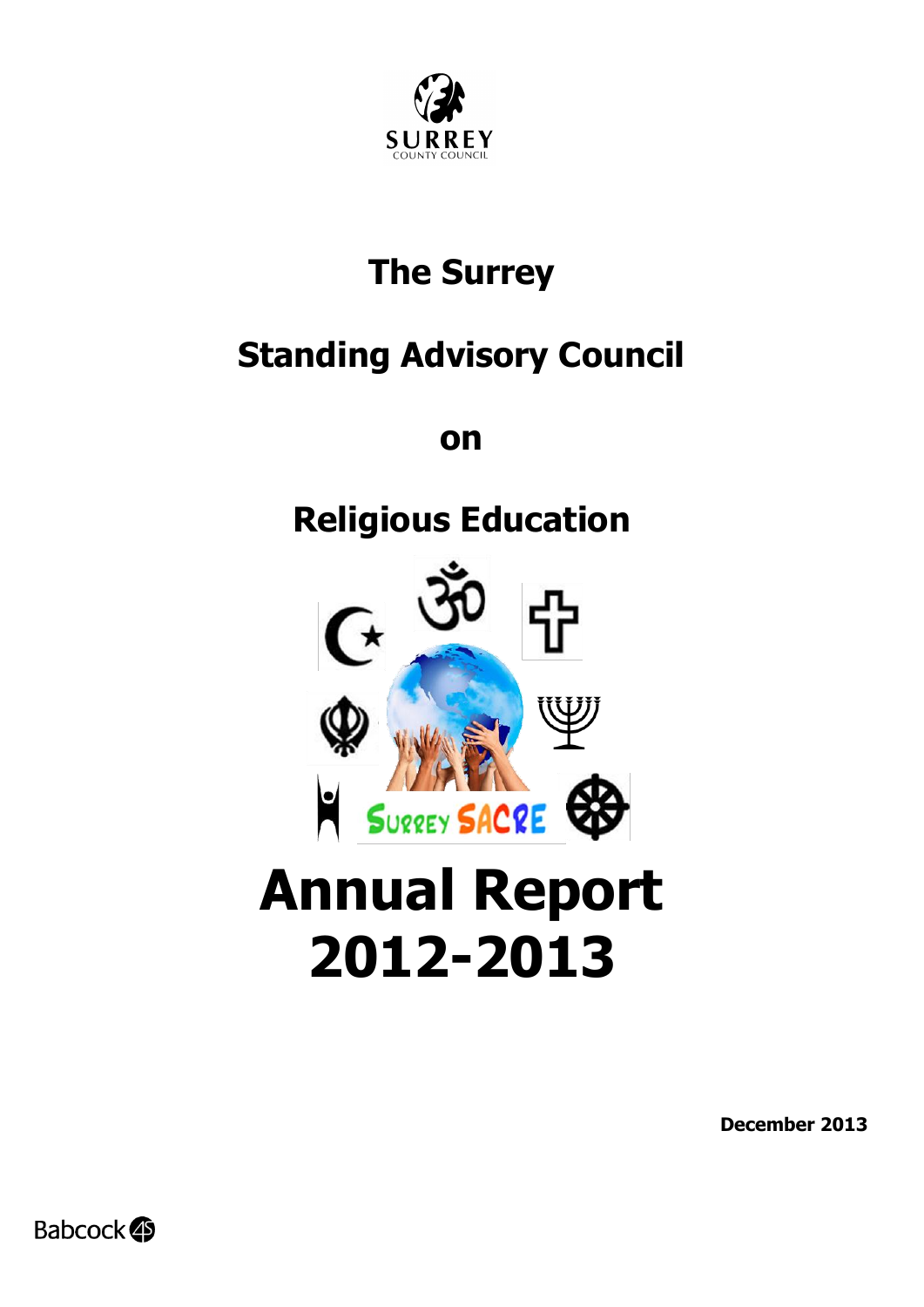SURREY
COUNTY COUNCIL

# The Surrey

# Standing Advisory Council

# on

# Religious Education

Surrey SACRE

# Annual Report 2012-2013

**December 2013**

Babcock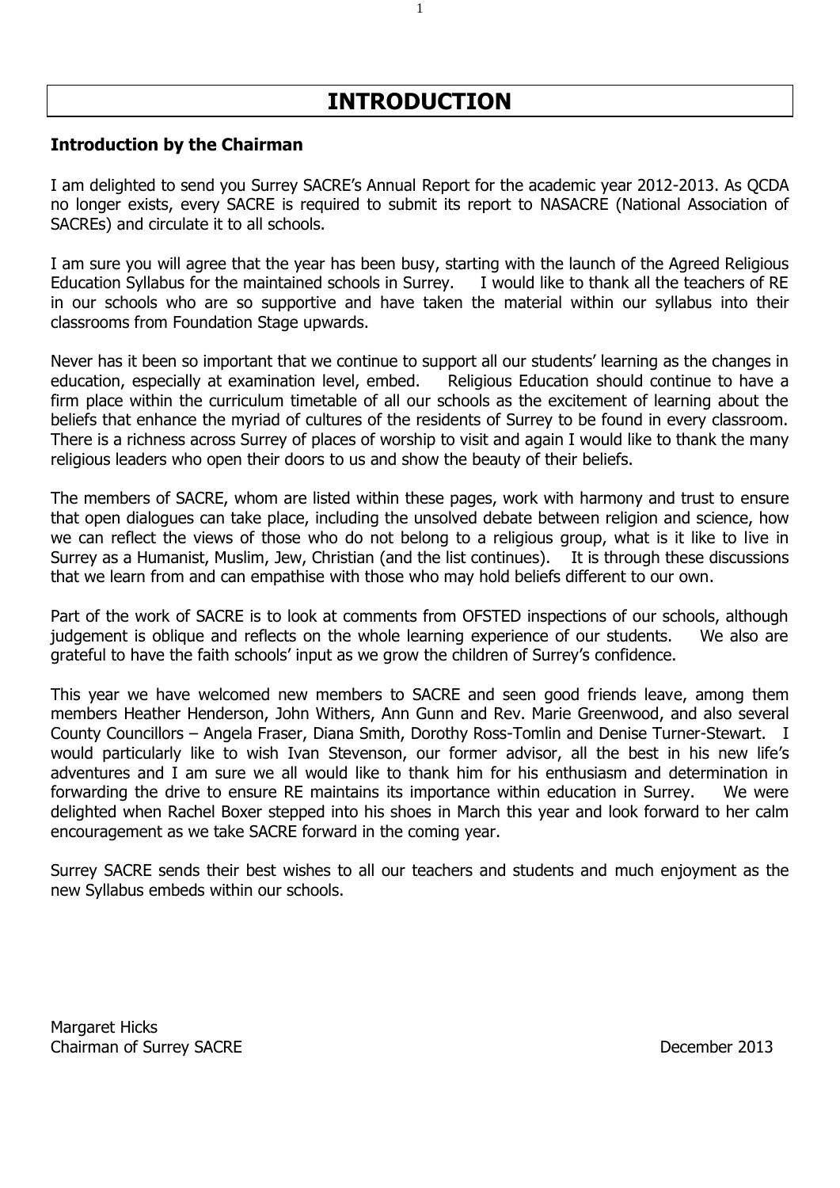# INTRODUCTION

### Introduction by the Chairman

I am delighted to send you Surrey SACRE's Annual Report for the academic year 2012-2013. As QCDA no longer exists, every SACRE is required to submit its report to NASACRE (National Association of SACREs) and circulate it to all schools.

I am sure you will agree that the year has been busy, starting with the launch of the Agreed Religious Education Syllabus for the maintained schools in Surrey. I would like to thank all the teachers of RE in our schools who are so supportive and have taken the material within our syllabus into their classrooms from Foundation Stage upwards.

Never has it been so important that we continue to support all our students' learning as the changes in education, especially at examination level, embed. Religious Education should continue to have a firm place within the curriculum timetable of all our schools as the excitement of learning about the beliefs that enhance the myriad of cultures of the residents of Surrey to be found in every classroom. There is a richness across Surrey of places of worship to visit and again I would like to thank the many religious leaders who open their doors to us and show the beauty of their beliefs.

The members of SACRE, whom are listed within these pages, work with harmony and trust to ensure that open dialogues can take place, including the unsolved debate between religion and science, how we can reflect the views of those who do not belong to a religious group, what is it like to live in Surrey as a Humanist, Muslim, Jew, Christian (and the list continues). It is through these discussions that we learn from and can empathise with those who may hold beliefs different to our own.

Part of the work of SACRE is to look at comments from OFSTED inspections of our schools, although judgement is oblique and reflects on the whole learning experience of our students. We also are grateful to have the faith schools' input as we grow the children of Surrey's confidence.

This year we have welcomed new members to SACRE and seen good friends leave, among them members Heather Henderson, John Withers, Ann Gunn and Rev. Marie Greenwood, and also several County Councillors – Angela Fraser, Diana Smith, Dorothy Ross-Tomlin and Denise Turner-Stewart. I would particularly like to wish Ivan Stevenson, our former advisor, all the best in his new life's adventures and I am sure we all would like to thank him for his enthusiasm and determination in forwarding the drive to ensure RE maintains its importance within education in Surrey. We were delighted when Rachel Boxer stepped into his shoes in March this year and look forward to her calm encouragement as we take SACRE forward in the coming year.

Surrey SACRE sends their best wishes to all our teachers and students and much enjoyment as the new Syllabus embeds within our schools.

Margaret Hicks
Chairman of Surrey SACRE

December 2013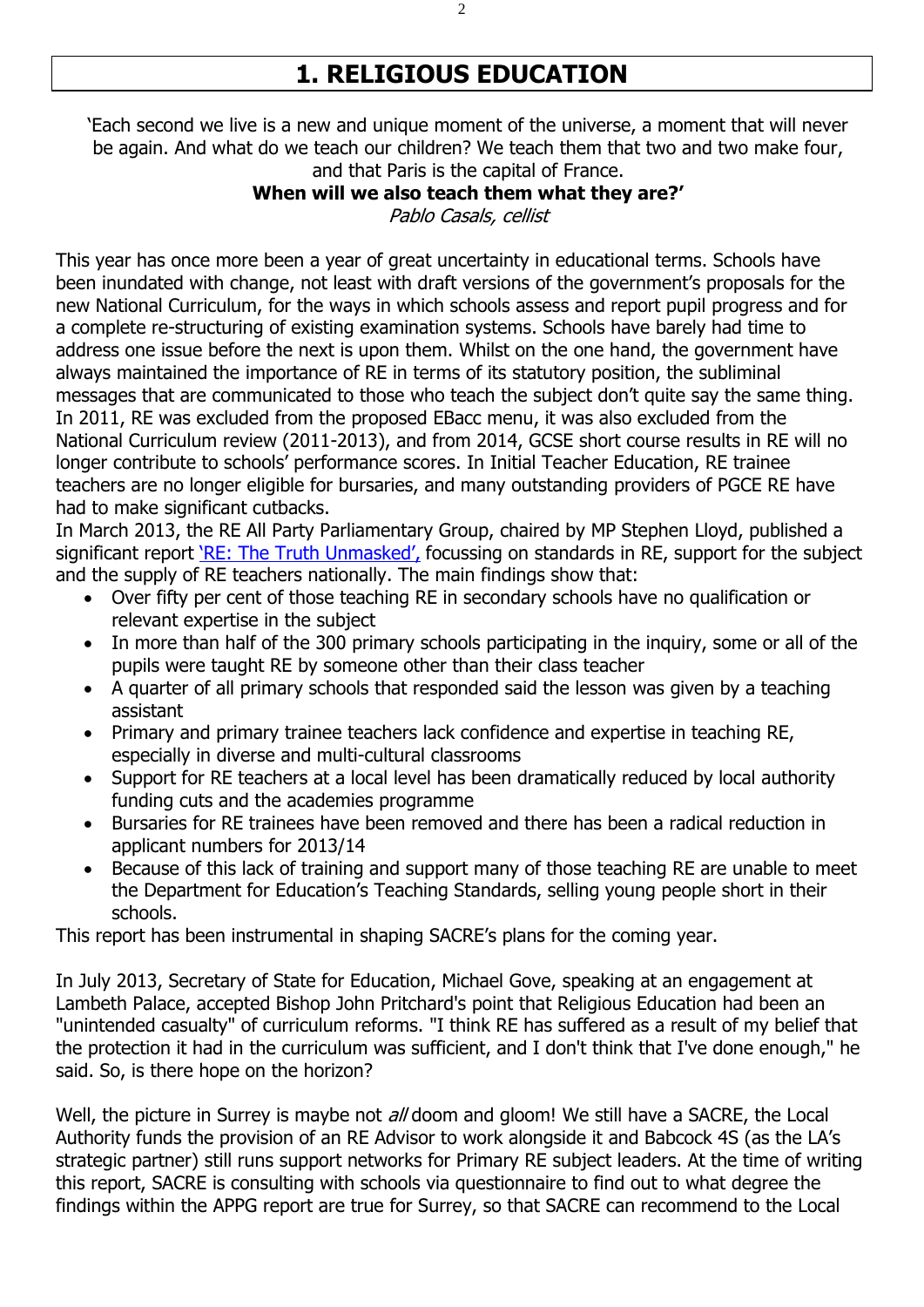# 1. RELIGIOUS EDUCATION

'Each second we live is a new and unique moment of the universe, a moment that will never be again. And what do we teach our children? We teach them that two and two make four, and that Paris is the capital of France.

**When will we also teach them what they are?'**

*Pablo Casals, cellist*

This year has once more been a year of great uncertainty in educational terms. Schools have been inundated with change, not least with draft versions of the government's proposals for the new National Curriculum, for the ways in which schools assess and report pupil progress and for a complete re-structuring of existing examination systems. Schools have barely had time to address one issue before the next is upon them. Whilst on the one hand, the government have always maintained the importance of RE in terms of its statutory position, the subliminal messages that are communicated to those who teach the subject don't quite say the same thing. In 2011, RE was excluded from the proposed EBacc menu, it was also excluded from the National Curriculum review (2011-2013), and from 2014, GCSE short course results in RE will no longer contribute to schools' performance scores. In Initial Teacher Education, RE trainee teachers are no longer eligible for bursaries, and many outstanding providers of PGCE RE have had to make significant cutbacks.

In March 2013, the RE All Party Parliamentary Group, chaired by MP Stephen Lloyd, published a significant report 'RE: The Truth Unmasked', focussing on standards in RE, support for the subject and the supply of RE teachers nationally. The main findings show that:

- Over fifty per cent of those teaching RE in secondary schools have no qualification or relevant expertise in the subject
- In more than half of the 300 primary schools participating in the inquiry, some or all of the pupils were taught RE by someone other than their class teacher
- A quarter of all primary schools that responded said the lesson was given by a teaching assistant
- Primary and primary trainee teachers lack confidence and expertise in teaching RE, especially in diverse and multi-cultural classrooms
- Support for RE teachers at a local level has been dramatically reduced by local authority funding cuts and the academies programme
- Bursaries for RE trainees have been removed and there has been a radical reduction in applicant numbers for 2013/14
- Because of this lack of training and support many of those teaching RE are unable to meet the Department for Education's Teaching Standards, selling young people short in their schools.

This report has been instrumental in shaping SACRE's plans for the coming year.

In July 2013, Secretary of State for Education, Michael Gove, speaking at an engagement at Lambeth Palace, accepted Bishop John Pritchard's point that Religious Education had been an "unintended casualty" of curriculum reforms. "I think RE has suffered as a result of my belief that the protection it had in the curriculum was sufficient, and I don't think that I've done enough," he said. So, is there hope on the horizon?

Well, the picture in Surrey is maybe not *all* doom and gloom! We still have a SACRE, the Local Authority funds the provision of an RE Advisor to work alongside it and Babcock 4S (as the LA's strategic partner) still runs support networks for Primary RE subject leaders. At the time of writing this report, SACRE is consulting with schools via questionnaire to find out to what degree the findings within the APPG report are true for Surrey, so that SACRE can recommend to the Local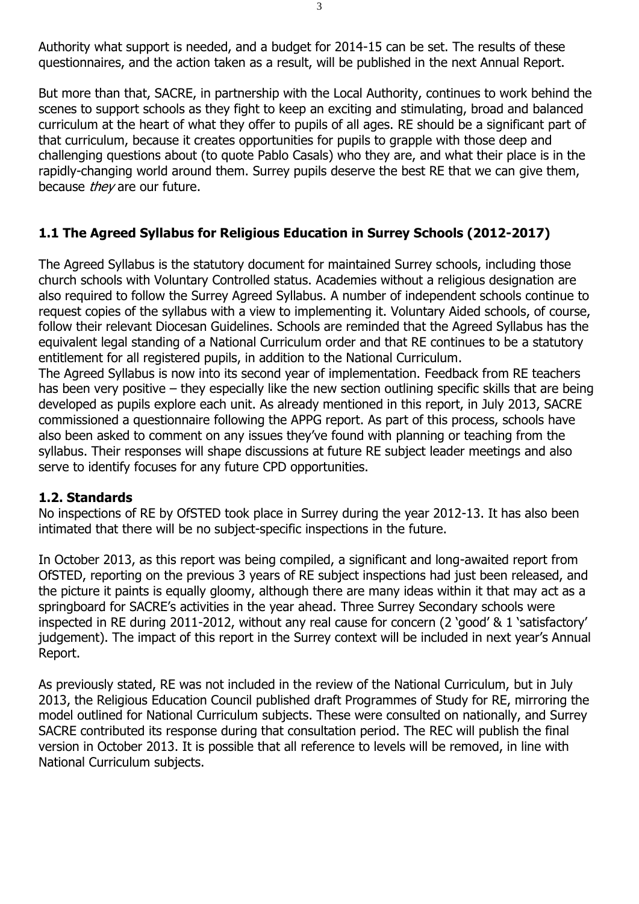Authority what support is needed, and a budget for 2014-15 can be set. The results of these questionnaires, and the action taken as a result, will be published in the next Annual Report.

But more than that, SACRE, in partnership with the Local Authority, continues to work behind the scenes to support schools as they fight to keep an exciting and stimulating, broad and balanced curriculum at the heart of what they offer to pupils of all ages. RE should be a significant part of that curriculum, because it creates opportunities for pupils to grapple with those deep and challenging questions about (to quote Pablo Casals) who they are, and what their place is in the rapidly-changing world around them. Surrey pupils deserve the best RE that we can give them, because *they* are our future.

## 1.1 The Agreed Syllabus for Religious Education in Surrey Schools (2012-2017)

The Agreed Syllabus is the statutory document for maintained Surrey schools, including those church schools with Voluntary Controlled status. Academies without a religious designation are also required to follow the Surrey Agreed Syllabus. A number of independent schools continue to request copies of the syllabus with a view to implementing it. Voluntary Aided schools, of course, follow their relevant Diocesan Guidelines. Schools are reminded that the Agreed Syllabus has the equivalent legal standing of a National Curriculum order and that RE continues to be a statutory entitlement for all registered pupils, in addition to the National Curriculum.
The Agreed Syllabus is now into its second year of implementation. Feedback from RE teachers has been very positive – they especially like the new section outlining specific skills that are being developed as pupils explore each unit. As already mentioned in this report, in July 2013, SACRE commissioned a questionnaire following the APPG report. As part of this process, schools have also been asked to comment on any issues they've found with planning or teaching from the syllabus. Their responses will shape discussions at future RE subject leader meetings and also serve to identify focuses for any future CPD opportunities.

## 1.2. Standards

No inspections of RE by OfSTED took place in Surrey during the year 2012-13. It has also been intimated that there will be no subject-specific inspections in the future.

In October 2013, as this report was being compiled, a significant and long-awaited report from OfSTED, reporting on the previous 3 years of RE subject inspections had just been released, and the picture it paints is equally gloomy, although there are many ideas within it that may act as a springboard for SACRE's activities in the year ahead. Three Surrey Secondary schools were inspected in RE during 2011-2012, without any real cause for concern (2 'good' & 1 'satisfactory' judgement). The impact of this report in the Surrey context will be included in next year's Annual Report.

As previously stated, RE was not included in the review of the National Curriculum, but in July 2013, the Religious Education Council published draft Programmes of Study for RE, mirroring the model outlined for National Curriculum subjects. These were consulted on nationally, and Surrey SACRE contributed its response during that consultation period. The REC will publish the final version in October 2013. It is possible that all reference to levels will be removed, in line with National Curriculum subjects.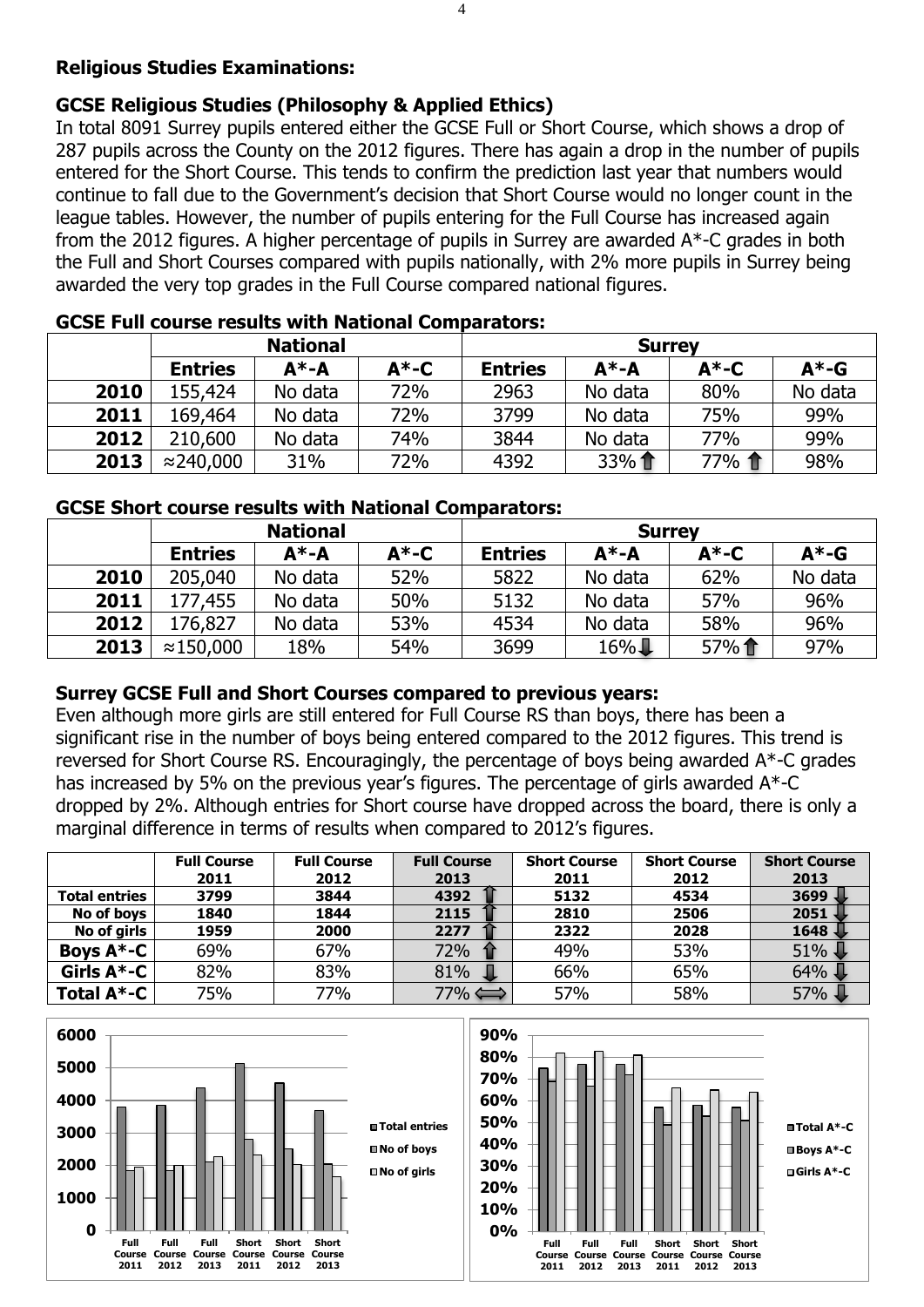## Religious Studies Examinations:

### GCSE Religious Studies (Philosophy & Applied Ethics)

In total 8091 Surrey pupils entered either the GCSE Full or Short Course, which shows a drop of 287 pupils across the County on the 2012 figures. There has again a drop in the number of pupils entered for the Short Course. This tends to confirm the prediction last year that numbers would continue to fall due to the Government's decision that Short Course would no longer count in the league tables. However, the number of pupils entering for the Full Course has increased again from the 2012 figures. A higher percentage of pupils in Surrey are awarded A*-C grades in both the Full and Short Courses compared with pupils nationally, with 2% more pupils in Surrey being awarded the very top grades in the Full Course compared national figures.

**GCSE Full course results with National Comparators:**

| | National | | | Surrey | | | |
|---|---|---|---|---|---|---|---|
| | **Entries** | **A*-A** | **A*-C** | **Entries** | **A*-A** | **A*-C** | **A*-G** |
| **2010** | 155,424 | No data | 72% | 2963 | No data | 80% | No data |
| **2011** | 169,464 | No data | 72% | 3799 | No data | 75% | 99% |
| **2012** | 210,600 | No data | 74% | 3844 | No data | 77% | 99% |
| **2013** | ≈240,000 | 31% | 72% | 4392 | 33% ⇧ | 77% ⇧ | 98% |

**GCSE Short course results with National Comparators:**

| | National | | | Surrey | | | |
|---|---|---|---|---|---|---|---|
| | **Entries** | **A*-A** | **A*-C** | **Entries** | **A*-A** | **A*-C** | **A*-G** |
| **2010** | 205,040 | No data | 52% | 5822 | No data | 62% | No data |
| **2011** | 177,455 | No data | 50% | 5132 | No data | 57% | 96% |
| **2012** | 176,827 | No data | 53% | 4534 | No data | 58% | 96% |
| **2013** | ≈150,000 | 18% | 54% | 3699 | 16% ⇩ | 57% ⇧ | 97% |

### Surrey GCSE Full and Short Courses compared to previous years:

Even although more girls are still entered for Full Course RS than boys, there has been a significant rise in the number of boys being entered compared to the 2012 figures. This trend is reversed for Short Course RS. Encouragingly, the percentage of boys being awarded A*-C grades has increased by 5% on the previous year's figures. The percentage of girls awarded A*-C dropped by 2%. Although entries for Short course have dropped across the board, there is only a marginal difference in terms of results when compared to 2012's figures.

| | Full Course 2011 | Full Course 2012 | Full Course 2013 | Short Course 2011 | Short Course 2012 | Short Course 2013 |
|---|---|---|---|---|---|---|
| **Total entries** | 3799 | 3844 | 4392 ⇧ | 5132 | 4534 | 3699 ⇩ |
| **No of boys** | 1840 | 1844 | 2115 ⇧ | 2810 | 2506 | 2051 ⇩ |
| **No of girls** | 1959 | 2000 | 2277 ⇧ | 2322 | 2028 | 1648 ⇩ |
| **Boys A*-C** | 69% | 67% | 72% ⇧ | 49% | 53% | 51% ⇩ |
| **Girls A*-C** | 82% | 83% | 81% ⇩ | 66% | 65% | 64% ⇩ |
| **Total A*-C** | 75% | 77% | 77% ⟺ | 57% | 58% | 57% ⇩ |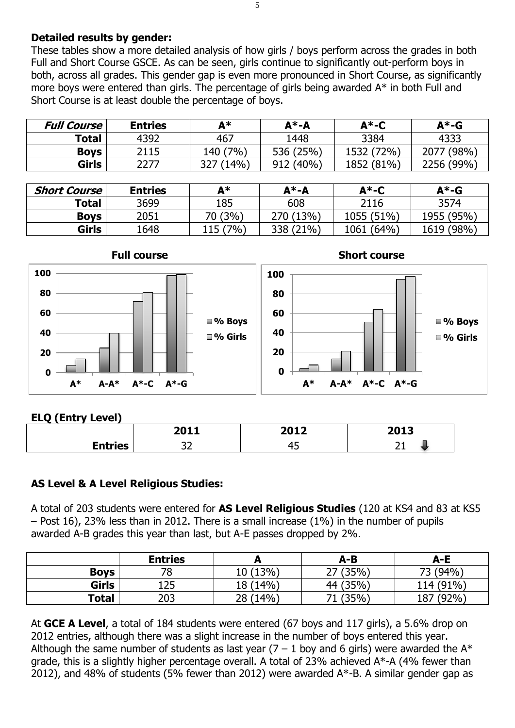**Detailed results by gender:**

These tables show a more detailed analysis of how girls / boys perform across the grades in both Full and Short Course GSCE. As can be seen, girls continue to significantly out-perform boys in both, across all grades. This gender gap is even more pronounced in Short Course, as significantly more boys were entered than girls. The percentage of girls being awarded A* in both Full and Short Course is at least double the percentage of boys.

| ***Full Course*** | **Entries** | **A*** | **A*-A** | **A*-C** | **A*-G** |
|---|---|---|---|---|---|
| **Total** | 4392 | 467 | 1448 | 3384 | 4333 |
| **Boys** | 2115 | 140 (7%) | 536 (25%) | 1532 (72%) | 2077 (98%) |
| **Girls** | 2277 | 327 (14%) | 912 (40%) | 1852 (81%) | 2256 (99%) |

| ***Short Course*** | **Entries** | **A*** | **A*-A** | **A*-C** | **A*-G** |
|---|---|---|---|---|---|
| **Total** | 3699 | 185 | 608 | 2116 | 3574 |
| **Boys** | 2051 | 70 (3%) | 270 (13%) | 1055 (51%) | 1955 (95%) |
| **Girls** | 1648 | 115 (7%) | 338 (21%) | 1061 (64%) | 1619 (98%) |

**Full course**

**Short course**

**ELQ (Entry Level)**

| | **2011** | **2012** | **2013** |
|---|---|---|---|
| **Entries** | 32 | 45 | 21 ⬇ |

**AS Level & A Level Religious Studies:**

A total of 203 students were entered for **AS Level Religious Studies** (120 at KS4 and 83 at KS5 – Post 16), 23% less than in 2012. There is a small increase (1%) in the number of pupils awarded A-B grades this year than last, but A-E passes dropped by 2%.

| | **Entries** | **A** | **A-B** | **A-E** |
|---|---|---|---|---|
| **Boys** | 78 | 10 (13%) | 27 (35%) | 73 (94%) |
| **Girls** | 125 | 18 (14%) | 44 (35%) | 114 (91%) |
| **Total** | 203 | 28 (14%) | 71 (35%) | 187 (92%) |

At **GCE A Level**, a total of 184 students were entered (67 boys and 117 girls), a 5.6% drop on 2012 entries, although there was a slight increase in the number of boys entered this year. Although the same number of students as last year (7 – 1 boy and 6 girls) were awarded the A* grade, this is a slightly higher percentage overall. A total of 23% achieved A*-A (4% fewer than 2012), and 48% of students (5% fewer than 2012) were awarded A*-B. A similar gender gap as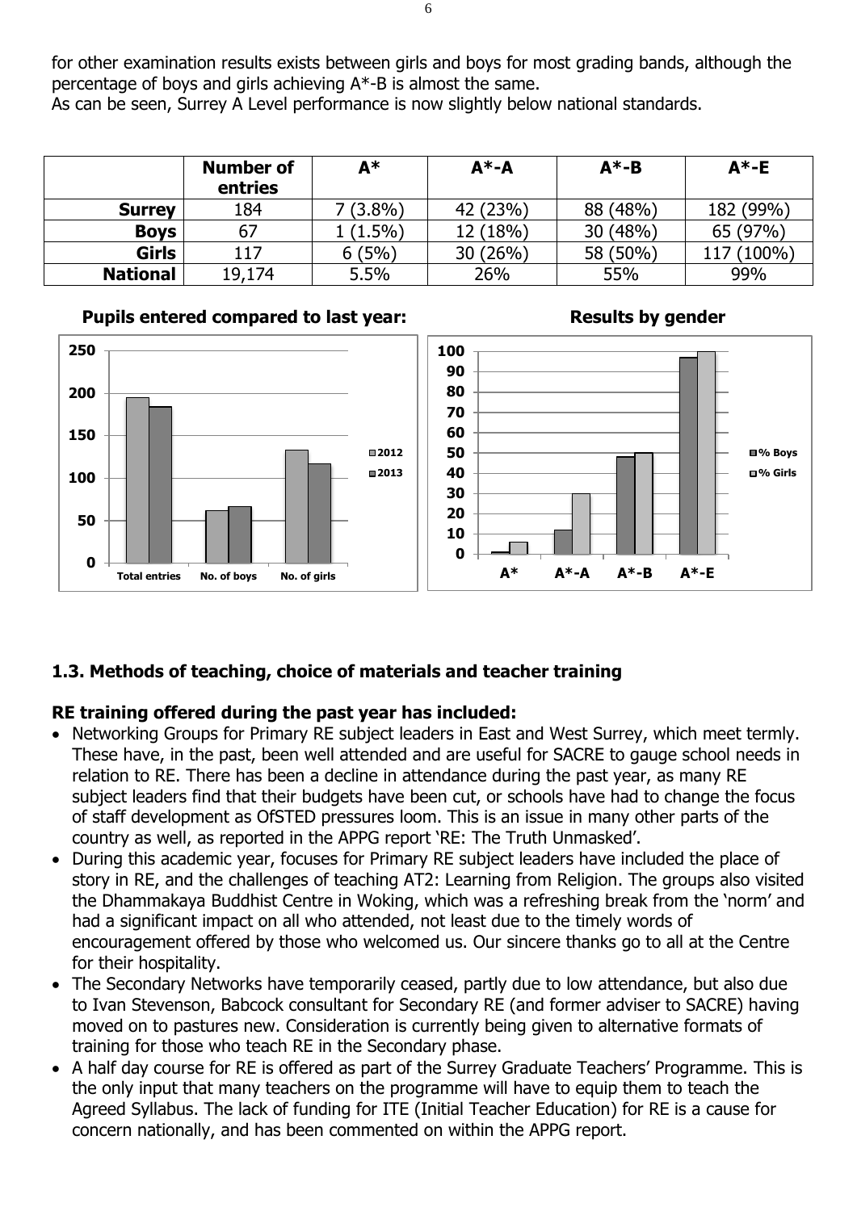for other examination results exists between girls and boys for most grading bands, although the percentage of boys and girls achieving A*-B is almost the same.
As can be seen, Surrey A Level performance is now slightly below national standards.

| | Number of entries | A* | A*-A | A*-B | A*-E |
|---|---|---|---|---|---|
| **Surrey** | 184 | 7 (3.8%) | 42 (23%) | 88 (48%) | 182 (99%) |
| **Boys** | 67 | 1 (1.5%) | 12 (18%) | 30 (48%) | 65 (97%) |
| **Girls** | 117 | 6 (5%) | 30 (26%) | 58 (50%) | 117 (100%) |
| **National** | 19,174 | 5.5% | 26% | 55% | 99% |

**Pupils entered compared to last year:**

**Results by gender**

## 1.3. Methods of teaching, choice of materials and teacher training

### RE training offered during the past year has included:

- Networking Groups for Primary RE subject leaders in East and West Surrey, which meet termly. These have, in the past, been well attended and are useful for SACRE to gauge school needs in relation to RE. There has been a decline in attendance during the past year, as many RE subject leaders find that their budgets have been cut, or schools have had to change the focus of staff development as OfSTED pressures loom. This is an issue in many other parts of the country as well, as reported in the APPG report 'RE: The Truth Unmasked'.
- During this academic year, focuses for Primary RE subject leaders have included the place of story in RE, and the challenges of teaching AT2: Learning from Religion. The groups also visited the Dhammakaya Buddhist Centre in Woking, which was a refreshing break from the 'norm' and had a significant impact on all who attended, not least due to the timely words of encouragement offered by those who welcomed us. Our sincere thanks go to all at the Centre for their hospitality.
- The Secondary Networks have temporarily ceased, partly due to low attendance, but also due to Ivan Stevenson, Babcock consultant for Secondary RE (and former adviser to SACRE) having moved on to pastures new. Consideration is currently being given to alternative formats of training for those who teach RE in the Secondary phase.
- A half day course for RE is offered as part of the Surrey Graduate Teachers' Programme. This is the only input that many teachers on the programme will have to equip them to teach the Agreed Syllabus. The lack of funding for ITE (Initial Teacher Education) for RE is a cause for concern nationally, and has been commented on within the APPG report.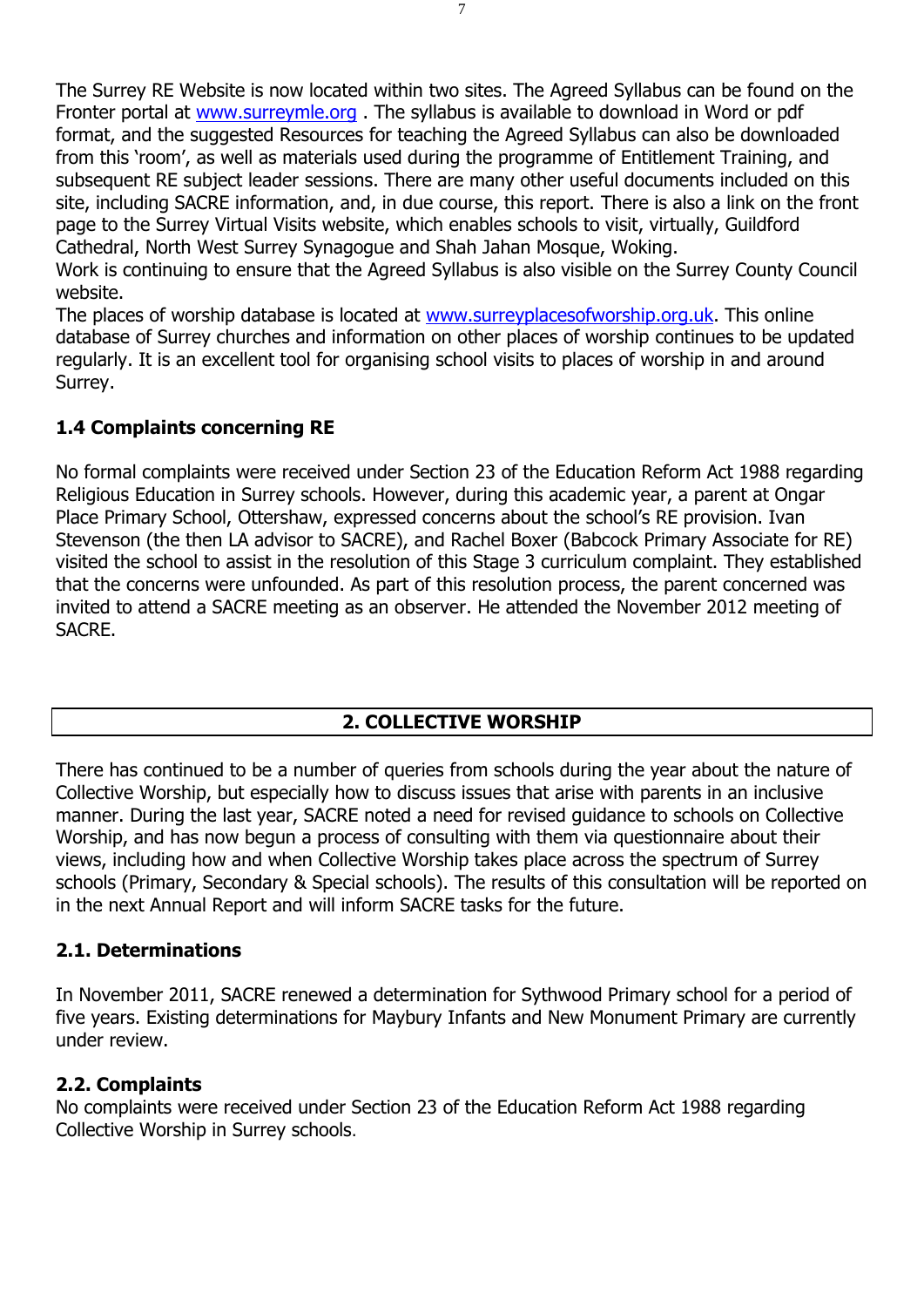The Surrey RE Website is now located within two sites. The Agreed Syllabus can be found on the Fronter portal at [www.surreymle.org](http://www.surreymle.org) . The syllabus is available to download in Word or pdf format, and the suggested Resources for teaching the Agreed Syllabus can also be downloaded from this 'room', as well as materials used during the programme of Entitlement Training, and subsequent RE subject leader sessions. There are many other useful documents included on this site, including SACRE information, and, in due course, this report. There is also a link on the front page to the Surrey Virtual Visits website, which enables schools to visit, virtually, Guildford Cathedral, North West Surrey Synagogue and Shah Jahan Mosque, Woking.
Work is continuing to ensure that the Agreed Syllabus is also visible on the Surrey County Council website.
The places of worship database is located at [www.surreyplacesofworship.org.uk](http://www.surreyplacesofworship.org.uk). This online database of Surrey churches and information on other places of worship continues to be updated regularly. It is an excellent tool for organising school visits to places of worship in and around Surrey.

### 1.4 Complaints concerning RE

No formal complaints were received under Section 23 of the Education Reform Act 1988 regarding Religious Education in Surrey schools. However, during this academic year, a parent at Ongar Place Primary School, Ottershaw, expressed concerns about the school's RE provision. Ivan Stevenson (the then LA advisor to SACRE), and Rachel Boxer (Babcock Primary Associate for RE) visited the school to assist in the resolution of this Stage 3 curriculum complaint. They established that the concerns were unfounded. As part of this resolution process, the parent concerned was invited to attend a SACRE meeting as an observer. He attended the November 2012 meeting of SACRE.

## 2. COLLECTIVE WORSHIP

There has continued to be a number of queries from schools during the year about the nature of Collective Worship, but especially how to discuss issues that arise with parents in an inclusive manner. During the last year, SACRE noted a need for revised guidance to schools on Collective Worship, and has now begun a process of consulting with them via questionnaire about their views, including how and when Collective Worship takes place across the spectrum of Surrey schools (Primary, Secondary & Special schools). The results of this consultation will be reported on in the next Annual Report and will inform SACRE tasks for the future.

### 2.1. Determinations

In November 2011, SACRE renewed a determination for Sythwood Primary school for a period of five years. Existing determinations for Maybury Infants and New Monument Primary are currently under review.

### 2.2. Complaints

No complaints were received under Section 23 of the Education Reform Act 1988 regarding Collective Worship in Surrey schools.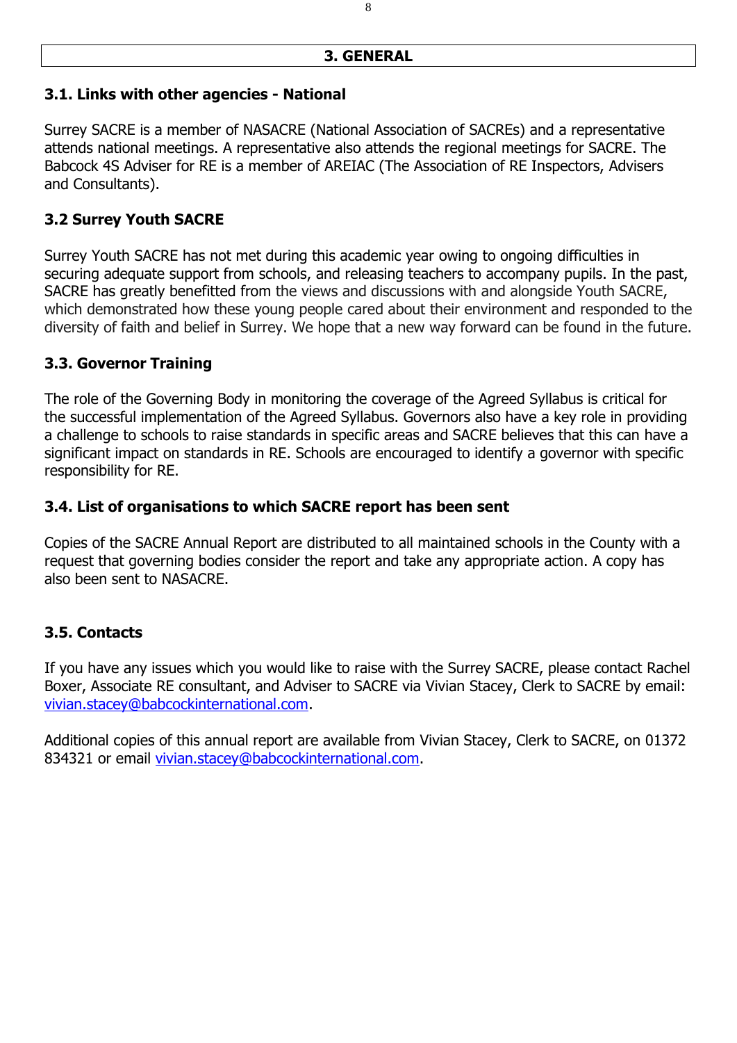## 3. GENERAL

### 3.1. Links with other agencies - National

Surrey SACRE is a member of NASACRE (National Association of SACREs) and a representative attends national meetings. A representative also attends the regional meetings for SACRE. The Babcock 4S Adviser for RE is a member of AREIAC (The Association of RE Inspectors, Advisers and Consultants).

### 3.2 Surrey Youth SACRE

Surrey Youth SACRE has not met during this academic year owing to ongoing difficulties in securing adequate support from schools, and releasing teachers to accompany pupils. In the past, SACRE has greatly benefitted from the views and discussions with and alongside Youth SACRE, which demonstrated how these young people cared about their environment and responded to the diversity of faith and belief in Surrey. We hope that a new way forward can be found in the future.

### 3.3. Governor Training

The role of the Governing Body in monitoring the coverage of the Agreed Syllabus is critical for the successful implementation of the Agreed Syllabus. Governors also have a key role in providing a challenge to schools to raise standards in specific areas and SACRE believes that this can have a significant impact on standards in RE. Schools are encouraged to identify a governor with specific responsibility for RE.

### 3.4. List of organisations to which SACRE report has been sent

Copies of the SACRE Annual Report are distributed to all maintained schools in the County with a request that governing bodies consider the report and take any appropriate action. A copy has also been sent to NASACRE.

### 3.5. Contacts

If you have any issues which you would like to raise with the Surrey SACRE, please contact Rachel Boxer, Associate RE consultant, and Adviser to SACRE via Vivian Stacey, Clerk to SACRE by email: vivian.stacey@babcockinternational.com.

Additional copies of this annual report are available from Vivian Stacey, Clerk to SACRE, on 01372 834321 or email vivian.stacey@babcockinternational.com.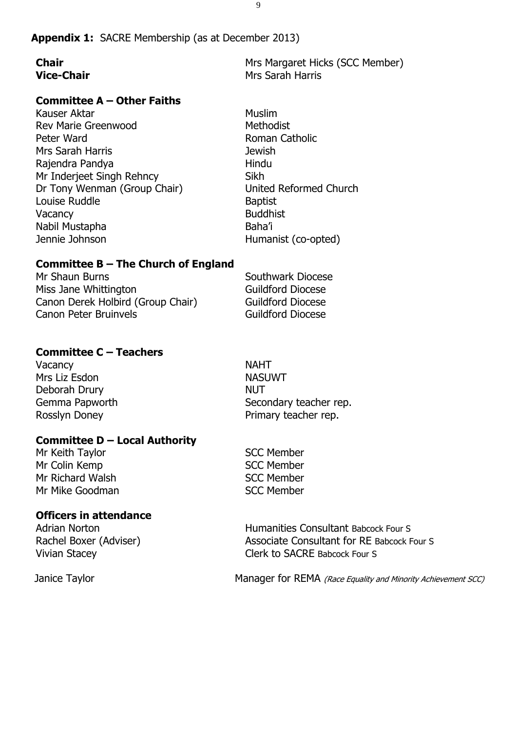**Appendix 1:** SACRE Membership (as at December 2013)

| | |
|---|---|
| **Chair** | Mrs Margaret Hicks (SCC Member) |
| **Vice-Chair** | Mrs Sarah Harris |

**Committee A – Other Faiths**

| | |
|---|---|
| Kauser Aktar | Muslim |
| Rev Marie Greenwood | Methodist |
| Peter Ward | Roman Catholic |
| Mrs Sarah Harris | Jewish |
| Rajendra Pandya | Hindu |
| Mr Inderjeet Singh Rehncy | Sikh |
| Dr Tony Wenman (Group Chair) | United Reformed Church |
| Louise Ruddle | Baptist |
| Vacancy | Buddhist |
| Nabil Mustapha | Baha'i |
| Jennie Johnson | Humanist (co-opted) |

**Committee B – The Church of England**

| | |
|---|---|
| Mr Shaun Burns | Southwark Diocese |
| Miss Jane Whittington | Guildford Diocese |
| Canon Derek Holbird (Group Chair) | Guildford Diocese |
| Canon Peter Bruinvels | Guildford Diocese |

**Committee C – Teachers**

| | |
|---|---|
| Vacancy | NAHT |
| Mrs Liz Esdon | NASUWT |
| Deborah Drury | NUT |
| Gemma Papworth | Secondary teacher rep. |
| Rosslyn Doney | Primary teacher rep. |

**Committee D – Local Authority**

| | |
|---|---|
| Mr Keith Taylor | SCC Member |
| Mr Colin Kemp | SCC Member |
| Mr Richard Walsh | SCC Member |
| Mr Mike Goodman | SCC Member |

**Officers in attendance**

| | |
|---|---|
| Adrian Norton | Humanities Consultant Babcock Four S |
| Rachel Boxer (Adviser) | Associate Consultant for RE Babcock Four S |
| Vivian Stacey | Clerk to SACRE Babcock Four S |
| Janice Taylor | Manager for REMA *(Race Equality and Minority Achievement SCC)* |